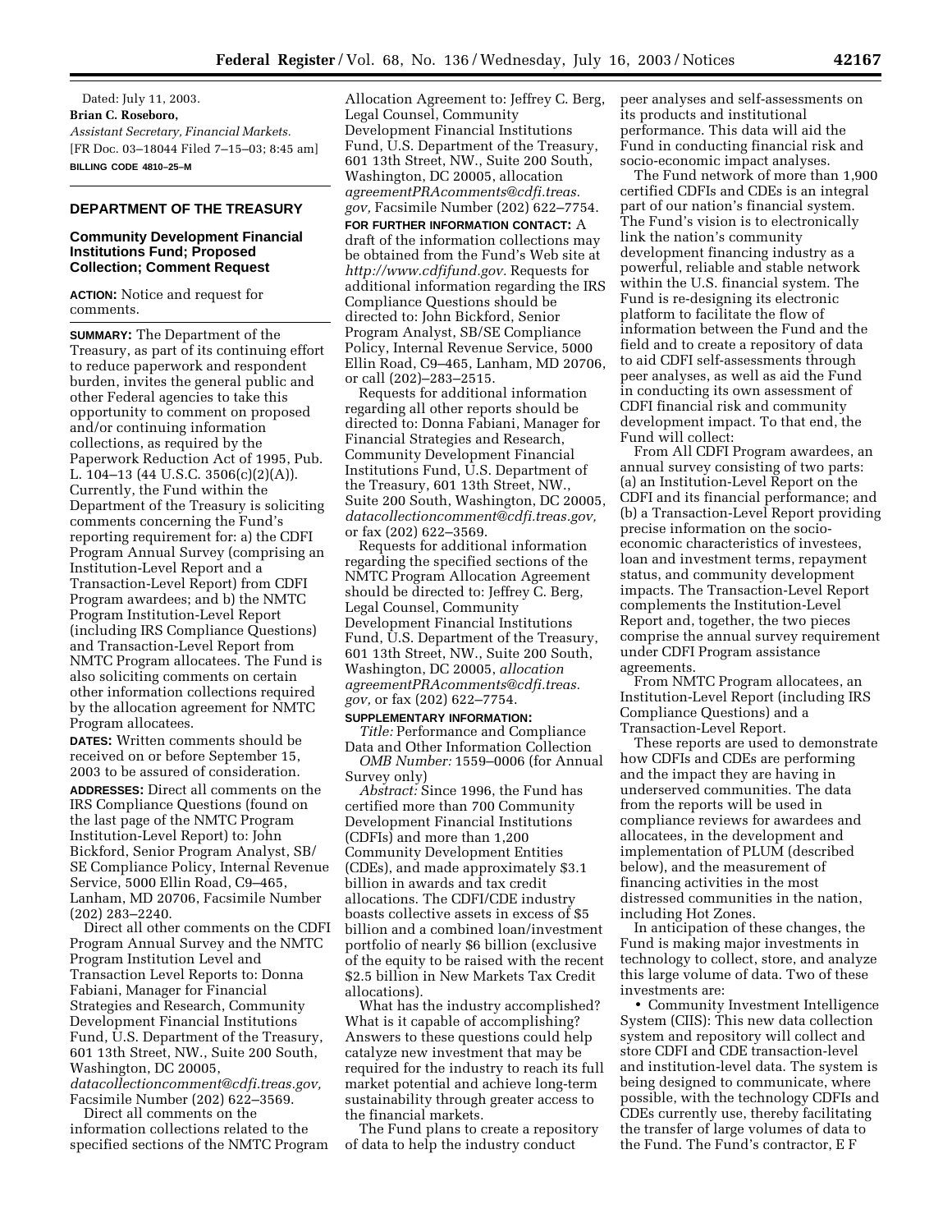Dated: July 11, 2003.

**Brian C. Roseboro,**

*Assistant Secretary, Financial Markets.*

[FR Doc. 03–18044 Filed 7–15–03; 8:45 am]

**BILLING CODE 4810–25–M**

## DEPARTMENT OF THE TREASURY

### Community Development Financial Institutions Fund; Proposed Collection; Comment Request

**ACTION:** Notice and request for comments.

**SUMMARY:** The Department of the Treasury, as part of its continuing effort to reduce paperwork and respondent burden, invites the general public and other Federal agencies to take this opportunity to comment on proposed and/or continuing information collections, as required by the Paperwork Reduction Act of 1995, Pub. L. 104–13 (44 U.S.C. 3506(c)(2)(A)). Currently, the Fund within the Department of the Treasury is soliciting comments concerning the Fund's reporting requirement for: a) the CDFI Program Annual Survey (comprising an Institution-Level Report and a Transaction-Level Report) from CDFI Program awardees; and b) the NMTC Program Institution-Level Report (including IRS Compliance Questions) and Transaction-Level Report from NMTC Program allocatees. The Fund is also soliciting comments on certain other information collections required by the allocation agreement for NMTC Program allocatees.

**DATES:** Written comments should be received on or before September 15, 2003 to be assured of consideration.

**ADDRESSES:** Direct all comments on the IRS Compliance Questions (found on the last page of the NMTC Program Institution-Level Report) to: John Bickford, Senior Program Analyst, SB/SE Compliance Policy, Internal Revenue Service, 5000 Ellin Road, C9–465, Lanham, MD 20706, Facsimile Number (202) 283–2240.

Direct all other comments on the CDFI Program Annual Survey and the NMTC Program Institution Level and Transaction Level Reports to: Donna Fabiani, Manager for Financial Strategies and Research, Community Development Financial Institutions Fund, U.S. Department of the Treasury, 601 13th Street, NW., Suite 200 South, Washington, DC 20005, *datacollectioncomment@cdfi.treas.gov,* Facsimile Number (202) 622–3569.

Direct all comments on the information collections related to the specified sections of the NMTC Program Allocation Agreement to: Jeffrey C. Berg, Legal Counsel, Community Development Financial Institutions Fund, U.S. Department of the Treasury, 601 13th Street, NW., Suite 200 South, Washington, DC 20005, allocation *agreementPRAcomments@cdfi.treas.gov,* Facsimile Number (202) 622–7754.

**FOR FURTHER INFORMATION CONTACT:** A draft of the information collections may be obtained from the Fund's Web site at *http://www.cdfifund.gov.* Requests for additional information regarding the IRS Compliance Questions should be directed to: John Bickford, Senior Program Analyst, SB/SE Compliance Policy, Internal Revenue Service, 5000 Ellin Road, C9–465, Lanham, MD 20706, or call (202)–283–2515.

Requests for additional information regarding all other reports should be directed to: Donna Fabiani, Manager for Financial Strategies and Research, Community Development Financial Institutions Fund, U.S. Department of the Treasury, 601 13th Street, NW., Suite 200 South, Washington, DC 20005, *datacollectioncomment@cdfi.treas.gov,* or fax (202) 622–3569.

Requests for additional information regarding the specified sections of the NMTC Program Allocation Agreement should be directed to: Jeffrey C. Berg, Legal Counsel, Community Development Financial Institutions Fund, U.S. Department of the Treasury, 601 13th Street, NW., Suite 200 South, Washington, DC 20005, *allocation agreementPRAcomments@cdfi.treas.gov,* or fax (202) 622–7754.

**SUPPLEMENTARY INFORMATION:**

*Title:* Performance and Compliance Data and Other Information Collection

*OMB Number:* 1559–0006 (for Annual Survey only)

*Abstract:* Since 1996, the Fund has certified more than 700 Community Development Financial Institutions (CDFIs) and more than 1,200 Community Development Entities (CDEs), and made approximately $3.1 billion in awards and tax credit allocations. The CDFI/CDE industry boasts collective assets in excess of $5 billion and a combined loan/investment portfolio of nearly $6 billion (exclusive of the equity to be raised with the recent $2.5 billion in New Markets Tax Credit allocations).

What has the industry accomplished? What is it capable of accomplishing? Answers to these questions could help catalyze new investment that may be required for the industry to reach its full market potential and achieve long-term sustainability through greater access to the financial markets.

The Fund plans to create a repository of data to help the industry conduct peer analyses and self-assessments on its products and institutional performance. This data will aid the Fund in conducting financial risk and socio-economic impact analyses.

The Fund network of more than 1,900 certified CDFIs and CDEs is an integral part of our nation's financial system. The Fund's vision is to electronically link the nation's community development financing industry as a powerful, reliable and stable network within the U.S. financial system. The Fund is re-designing its electronic platform to facilitate the flow of information between the Fund and the field and to create a repository of data to aid CDFI self-assessments through peer analyses, as well as aid the Fund in conducting its own assessment of CDFI financial risk and community development impact. To that end, the Fund will collect:

From All CDFI Program awardees, an annual survey consisting of two parts: (a) an Institution-Level Report on the CDFI and its financial performance; and (b) a Transaction-Level Report providing precise information on the socio-economic characteristics of investees, loan and investment terms, repayment status, and community development impacts. The Transaction-Level Report complements the Institution-Level Report and, together, the two pieces comprise the annual survey requirement under CDFI Program assistance agreements.

From NMTC Program allocatees, an Institution-Level Report (including IRS Compliance Questions) and a Transaction-Level Report.

These reports are used to demonstrate how CDFIs and CDEs are performing and the impact they are having in underserved communities. The data from the reports will be used in compliance reviews for awardees and allocatees, in the development and implementation of PLUM (described below), and the measurement of financing activities in the most distressed communities in the nation, including Hot Zones.

In anticipation of these changes, the Fund is making major investments in technology to collect, store, and analyze this large volume of data. Two of these investments are:

- Community Investment Intelligence System (CIIS): This new data collection system and repository will collect and store CDFI and CDE transaction-level and institution-level data. The system is being designed to communicate, where possible, with the technology CDFIs and CDEs currently use, thereby facilitating the transfer of large volumes of data to the Fund. The Fund's contractor, E F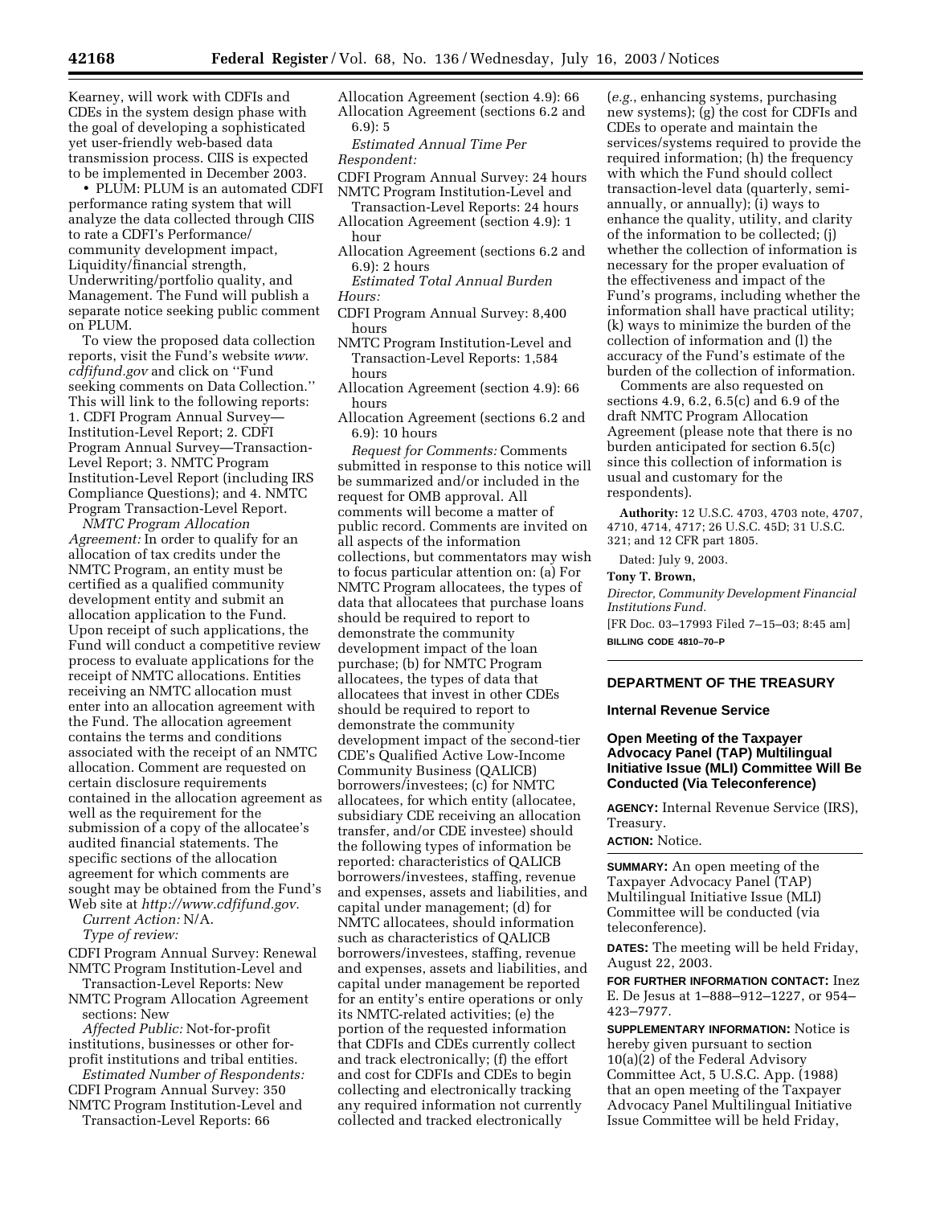Kearney, will work with CDFIs and CDEs in the system design phase with the goal of developing a sophisticated yet user-friendly web-based data transmission process. CIIS is expected to be implemented in December 2003.

• PLUM: PLUM is an automated CDFI performance rating system that will analyze the data collected through CIIS to rate a CDFI's Performance/community development impact, Liquidity/financial strength, Underwriting/portfolio quality, and Management. The Fund will publish a separate notice seeking public comment on PLUM.

To view the proposed data collection reports, visit the Fund's website *www.cdfifund.gov* and click on ''Fund seeking comments on Data Collection.'' This will link to the following reports: 1. CDFI Program Annual Survey—Institution-Level Report; 2. CDFI Program Annual Survey—Transaction-Level Report; 3. NMTC Program Institution-Level Report (including IRS Compliance Questions); and 4. NMTC Program Transaction-Level Report.

*NMTC Program Allocation Agreement:* In order to qualify for an allocation of tax credits under the NMTC Program, an entity must be certified as a qualified community development entity and submit an allocation application to the Fund. Upon receipt of such applications, the Fund will conduct a competitive review process to evaluate applications for the receipt of NMTC allocations. Entities receiving an NMTC allocation must enter into an allocation agreement with the Fund. The allocation agreement contains the terms and conditions associated with the receipt of an NMTC allocation. Comment are requested on certain disclosure requirements contained in the allocation agreement as well as the requirement for the submission of a copy of the allocatee's audited financial statements. The specific sections of the allocation agreement for which comments are sought may be obtained from the Fund's Web site at *http://www.cdfifund.gov.*

*Current Action:* N/A.

*Type of review:*

CDFI Program Annual Survey: Renewal
NMTC Program Institution-Level and Transaction-Level Reports: New
NMTC Program Allocation Agreement sections: New

*Affected Public:* Not-for-profit institutions, businesses or other for-profit institutions and tribal entities.

*Estimated Number of Respondents:*

CDFI Program Annual Survey: 350
NMTC Program Institution-Level and Transaction-Level Reports: 66
Allocation Agreement (section 4.9): 66
Allocation Agreement (sections 6.2 and 6.9): 5

*Estimated Annual Time Per Respondent:*

CDFI Program Annual Survey: 24 hours
NMTC Program Institution-Level and Transaction-Level Reports: 24 hours
Allocation Agreement (section 4.9): 1 hour
Allocation Agreement (sections 6.2 and 6.9): 2 hours

*Estimated Total Annual Burden Hours:*

CDFI Program Annual Survey: 8,400 hours
NMTC Program Institution-Level and Transaction-Level Reports: 1,584 hours
Allocation Agreement (section 4.9): 66 hours
Allocation Agreement (sections 6.2 and 6.9): 10 hours

*Request for Comments:* Comments submitted in response to this notice will be summarized and/or included in the request for OMB approval. All comments will become a matter of public record. Comments are invited on all aspects of the information collections, but commentators may wish to focus particular attention on: (a) For NMTC Program allocatees, the types of data that allocatees that purchase loans should be required to report to demonstrate the community development impact of the loan purchase; (b) for NMTC Program allocatees, the types of data that allocatees that invest in other CDEs should be required to report to demonstrate the community development impact of the second-tier CDE's Qualified Active Low-Income Community Business (QALICB) borrowers/investees; (c) for NMTC allocatees, for which entity (allocatee, subsidiary CDE receiving an allocation transfer, and/or CDE investee) should the following types of information be reported: characteristics of QALICB borrowers/investees, staffing, revenue and expenses, assets and liabilities, and capital under management; (d) for NMTC allocatees, should information such as characteristics of QALICB borrowers/investees, staffing, revenue and expenses, assets and liabilities, and capital under management be reported for an entity's entire operations or only its NMTC-related activities; (e) the portion of the requested information that CDFIs and CDEs currently collect and track electronically; (f) the effort and cost for CDFIs and CDEs to begin collecting and electronically tracking any required information not currently collected and tracked electronically (*e.g.*, enhancing systems, purchasing new systems); (g) the cost for CDFIs and CDEs to operate and maintain the services/systems required to provide the required information; (h) the frequency with which the Fund should collect transaction-level data (quarterly, semi-annually, or annually); (i) ways to enhance the quality, utility, and clarity of the information to be collected; (j) whether the collection of information is necessary for the proper evaluation of the effectiveness and impact of the Fund's programs, including whether the information shall have practical utility; (k) ways to minimize the burden of the collection of information and (l) the accuracy of the Fund's estimate of the burden of the collection of information.

Comments are also requested on sections 4.9, 6.2, 6.5(c) and 6.9 of the draft NMTC Program Allocation Agreement (please note that there is no burden anticipated for section 6.5(c) since this collection of information is usual and customary for the respondents).

**Authority:** 12 U.S.C. 4703, 4703 note, 4707, 4710, 4714, 4717; 26 U.S.C. 45D; 31 U.S.C. 321; and 12 CFR part 1805.

Dated: July 9, 2003.

**Tony T. Brown,**

*Director, Community Development Financial Institutions Fund.*

[FR Doc. 03–17993 Filed 7–15–03; 8:45 am]

**BILLING CODE 4810–70–P**

---

## DEPARTMENT OF THE TREASURY

### Internal Revenue Service

### Open Meeting of the Taxpayer Advocacy Panel (TAP) Multilingual Initiative Issue (MLI) Committee Will Be Conducted (Via Teleconference)

**AGENCY:** Internal Revenue Service (IRS), Treasury.

**ACTION:** Notice.

**SUMMARY:** An open meeting of the Taxpayer Advocacy Panel (TAP) Multilingual Initiative Issue (MLI) Committee will be conducted (via teleconference).

**DATES:** The meeting will be held Friday, August 22, 2003.

**FOR FURTHER INFORMATION CONTACT:** Inez E. De Jesus at 1–888–912–1227, or 954–423–7977.

**SUPPLEMENTARY INFORMATION:** Notice is hereby given pursuant to section 10(a)(2) of the Federal Advisory Committee Act, 5 U.S.C. App. (1988) that an open meeting of the Taxpayer Advocacy Panel Multilingual Initiative Issue Committee will be held Friday,